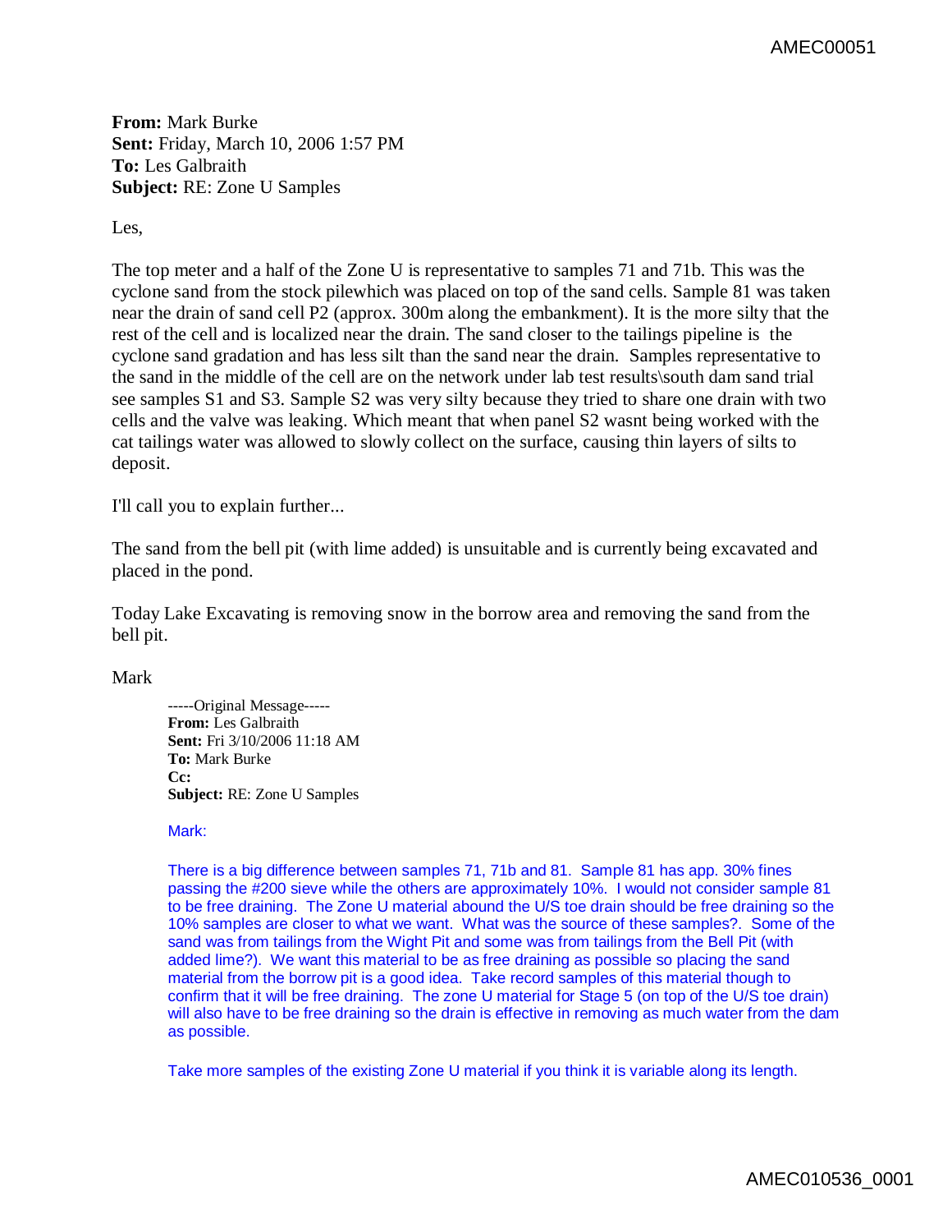**From:** Mark Burke
**Sent:** Friday, March 10, 2006 1:57 PM
**To:** Les Galbraith
**Subject:** RE: Zone U Samples

Les,

The top meter and a half of the Zone U is representative to samples 71 and 71b. This was the cyclone sand from the stock pilewhich was placed on top of the sand cells. Sample 81 was taken near the drain of sand cell P2 (approx. 300m along the embankment). It is the more silty that the rest of the cell and is localized near the drain. The sand closer to the tailings pipeline is the cyclone sand gradation and has less silt than the sand near the drain. Samples representative to the sand in the middle of the cell are on the network under lab test results\south dam sand trial see samples S1 and S3. Sample S2 was very silty because they tried to share one drain with two cells and the valve was leaking. Which meant that when panel S2 wasnt being worked with the cat tailings water was allowed to slowly collect on the surface, causing thin layers of silts to deposit.

I'll call you to explain further...

The sand from the bell pit (with lime added) is unsuitable and is currently being excavated and placed in the pond.

Today Lake Excavating is removing snow in the borrow area and removing the sand from the bell pit.

Mark

> -----Original Message-----
> **From:** Les Galbraith
> **Sent:** Fri 3/10/2006 11:18 AM
> **To:** Mark Burke
> **Cc:**
> **Subject:** RE: Zone U Samples
>
> Mark:
>
> There is a big difference between samples 71, 71b and 81. Sample 81 has app. 30% fines passing the #200 sieve while the others are approximately 10%. I would not consider sample 81 to be free draining. The Zone U material abound the U/S toe drain should be free draining so the 10% samples are closer to what we want. What was the source of these samples?. Some of the sand was from tailings from the Wight Pit and some was from tailings from the Bell Pit (with added lime?). We want this material to be as free draining as possible so placing the sand material from the borrow pit is a good idea. Take record samples of this material though to confirm that it will be free draining. The zone U material for Stage 5 (on top of the U/S toe drain) will also have to be free draining so the drain is effective in removing as much water from the dam as possible.
>
> Take more samples of the existing Zone U material if you think it is variable along its length.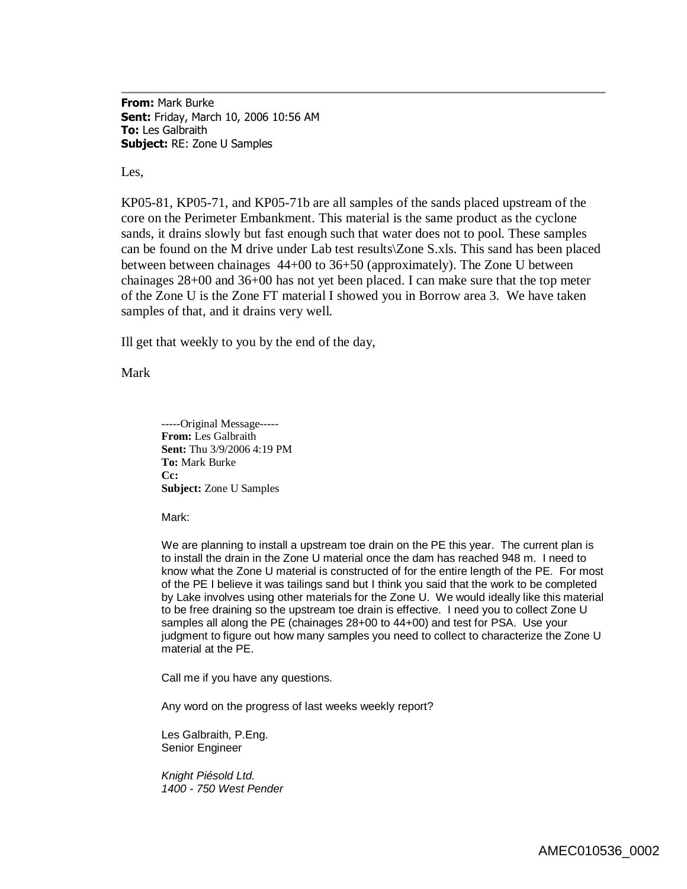**From:** Mark Burke
**Sent:** Friday, March 10, 2006 10:56 AM
**To:** Les Galbraith
**Subject:** RE: Zone U Samples

Les,

KP05-81, KP05-71, and KP05-71b are all samples of the sands placed upstream of the core on the Perimeter Embankment. This material is the same product as the cyclone sands, it drains slowly but fast enough such that water does not to pool. These samples can be found on the M drive under Lab test results\Zone S.xls. This sand has been placed between between chainages 44+00 to 36+50 (approximately). The Zone U between chainages 28+00 and 36+00 has not yet been placed. I can make sure that the top meter of the Zone U is the Zone FT material I showed you in Borrow area 3. We have taken samples of that, and it drains very well.

Ill get that weekly to you by the end of the day,

Mark

> -----Original Message-----
> **From:** Les Galbraith
> **Sent:** Thu 3/9/2006 4:19 PM
> **To:** Mark Burke
> **Cc:**
> **Subject:** Zone U Samples
>
> Mark:
>
> We are planning to install a upstream toe drain on the PE this year. The current plan is to install the drain in the Zone U material once the dam has reached 948 m. I need to know what the Zone U material is constructed of for the entire length of the PE. For most of the PE I believe it was tailings sand but I think you said that the work to be completed by Lake involves using other materials for the Zone U. We would ideally like this material to be free draining so the upstream toe drain is effective. I need you to collect Zone U samples all along the PE (chainages 28+00 to 44+00) and test for PSA. Use your judgment to figure out how many samples you need to collect to characterize the Zone U material at the PE.
>
> Call me if you have any questions.
>
> Any word on the progress of last weeks weekly report?
>
> Les Galbraith, P.Eng.
> Senior Engineer
>
> *Knight Piésold Ltd.*
> *1400 - 750 West Pender*

AMEC010536_0002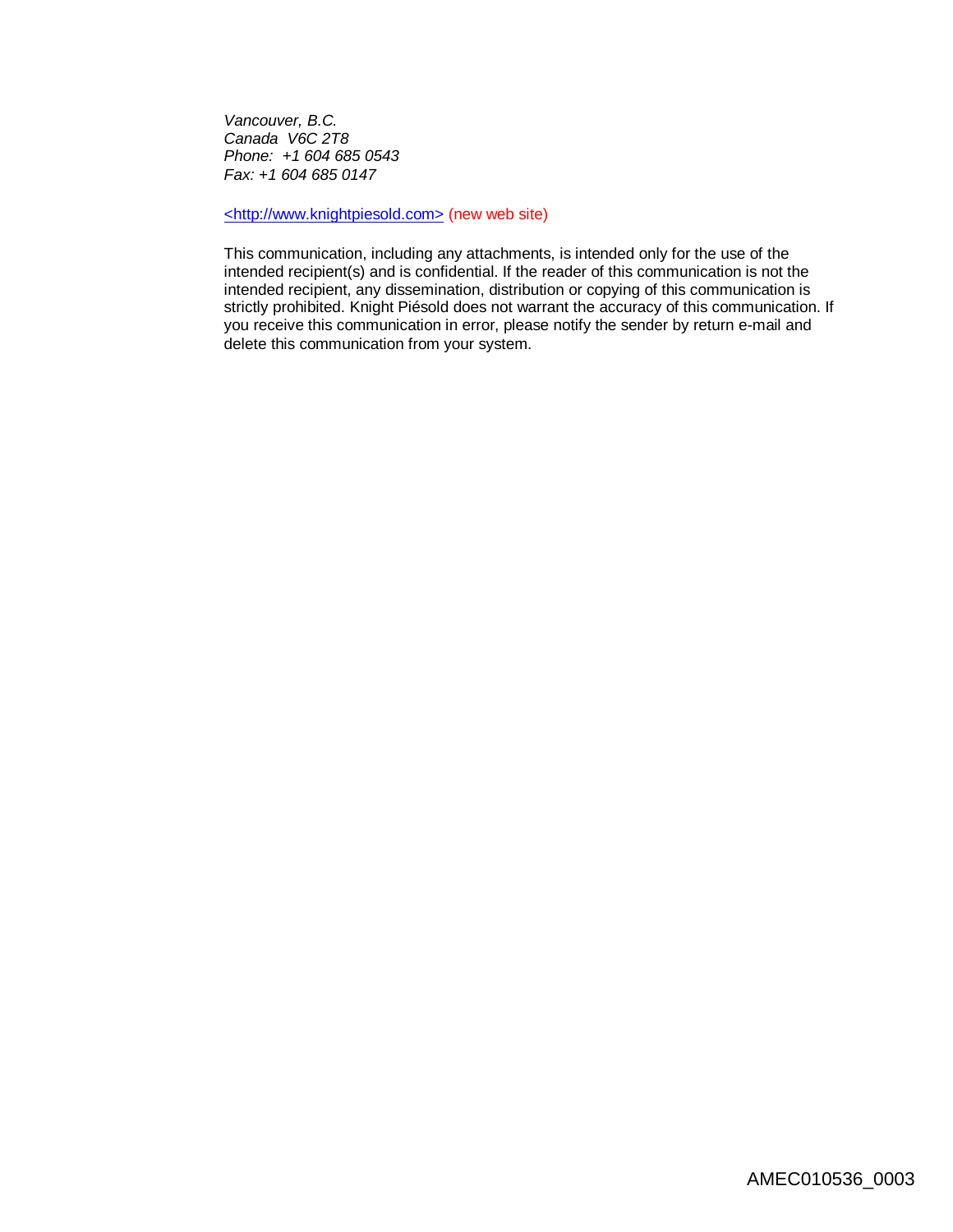*Vancouver, B.C.*
*Canada  V6C 2T8*
*Phone:  +1 604 685 0543*
*Fax: +1 604 685 0147*

<http://www.knightpiesold.com> (new web site)

This communication, including any attachments, is intended only for the use of the intended recipient(s) and is confidential. If the reader of this communication is not the intended recipient, any dissemination, distribution or copying of this communication is strictly prohibited. Knight Piésold does not warrant the accuracy of this communication. If you receive this communication in error, please notify the sender by return e-mail and delete this communication from your system.

AMEC010536_0003